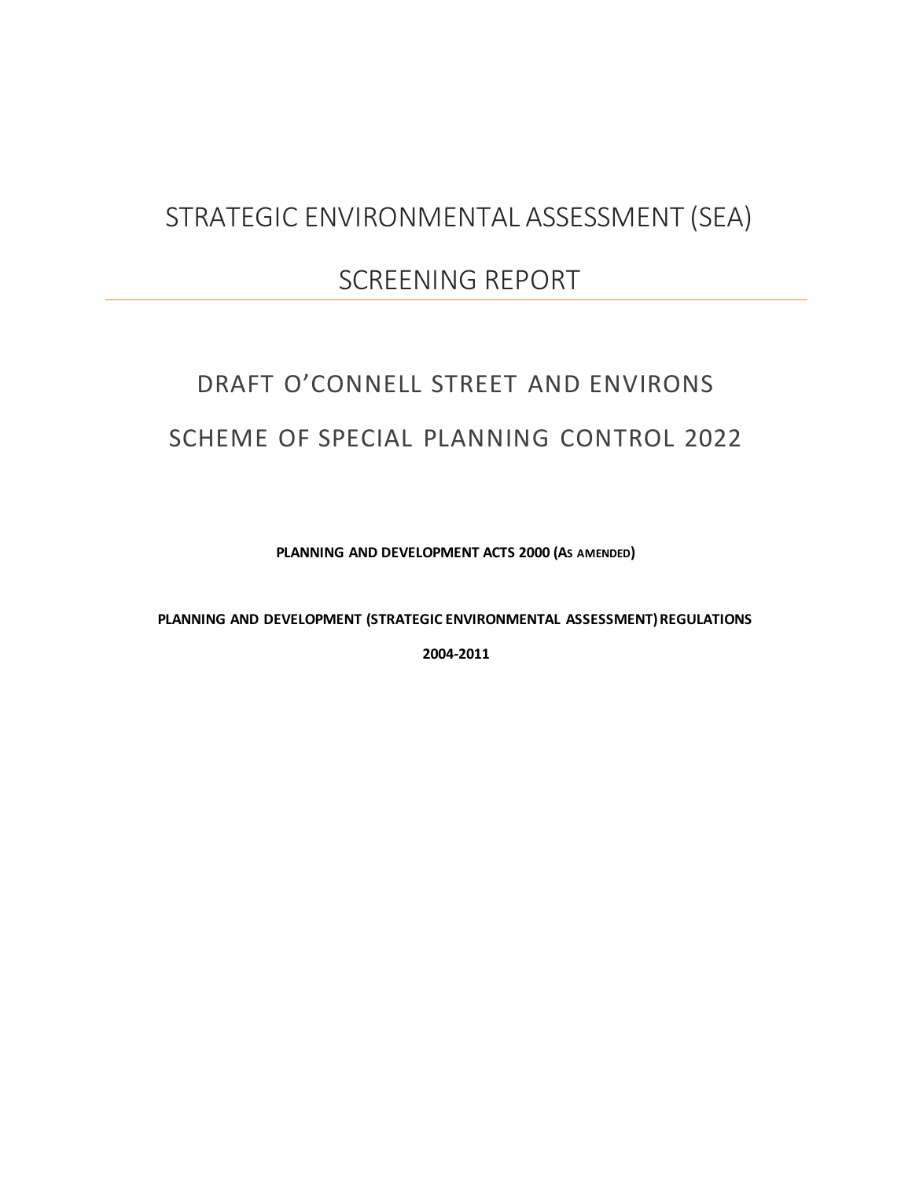# STRATEGIC ENVIRONMENTAL ASSESSMENT (SEA)

# SCREENING REPORT

## DRAFT O'CONNELL STREET AND ENVIRONS

## SCHEME OF SPECIAL PLANNING CONTROL 2022

**PLANNING AND DEVELOPMENT ACTS 2000 (AS AMENDED)**

**PLANNING AND DEVELOPMENT (STRATEGIC ENVIRONMENTAL ASSESSMENT) REGULATIONS**

**2004-2011**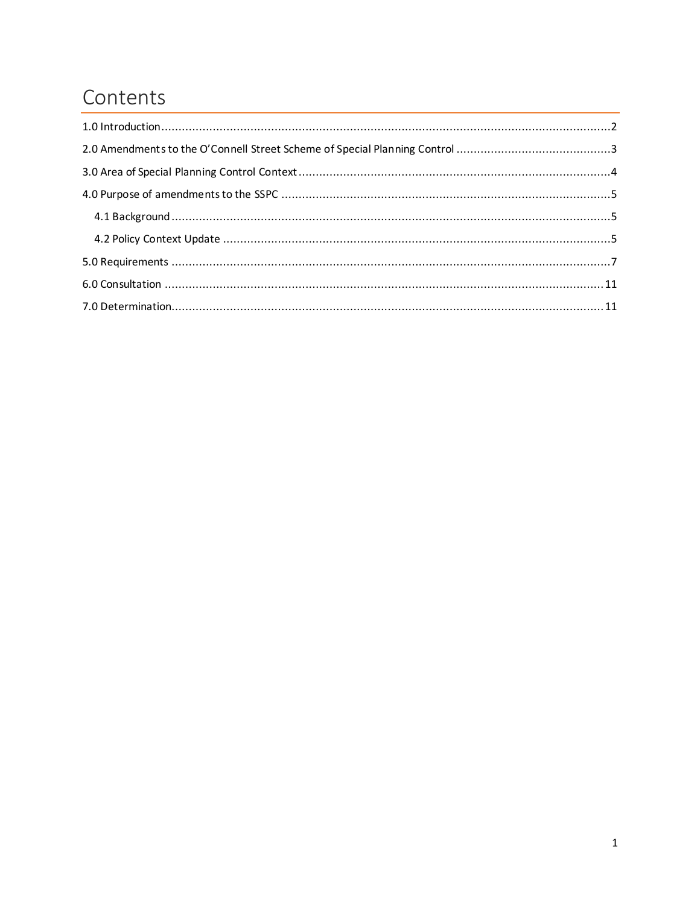# Contents

1.0 Introduction....................................................................................................................................2

2.0 Amendments to the O'Connell Street Scheme of Special Planning Control .............................................3

3.0 Area of Special Planning Control Context...........................................................................................4

4.0 Purpose of amendments to the SSPC ................................................................................................5

- 4.1 Background................................................................................................................................5
- 4.2 Policy Context Update .................................................................................................................5

5.0 Requirements ..................................................................................................................................7

6.0 Consultation ..................................................................................................................................11

7.0 Determination................................................................................................................................11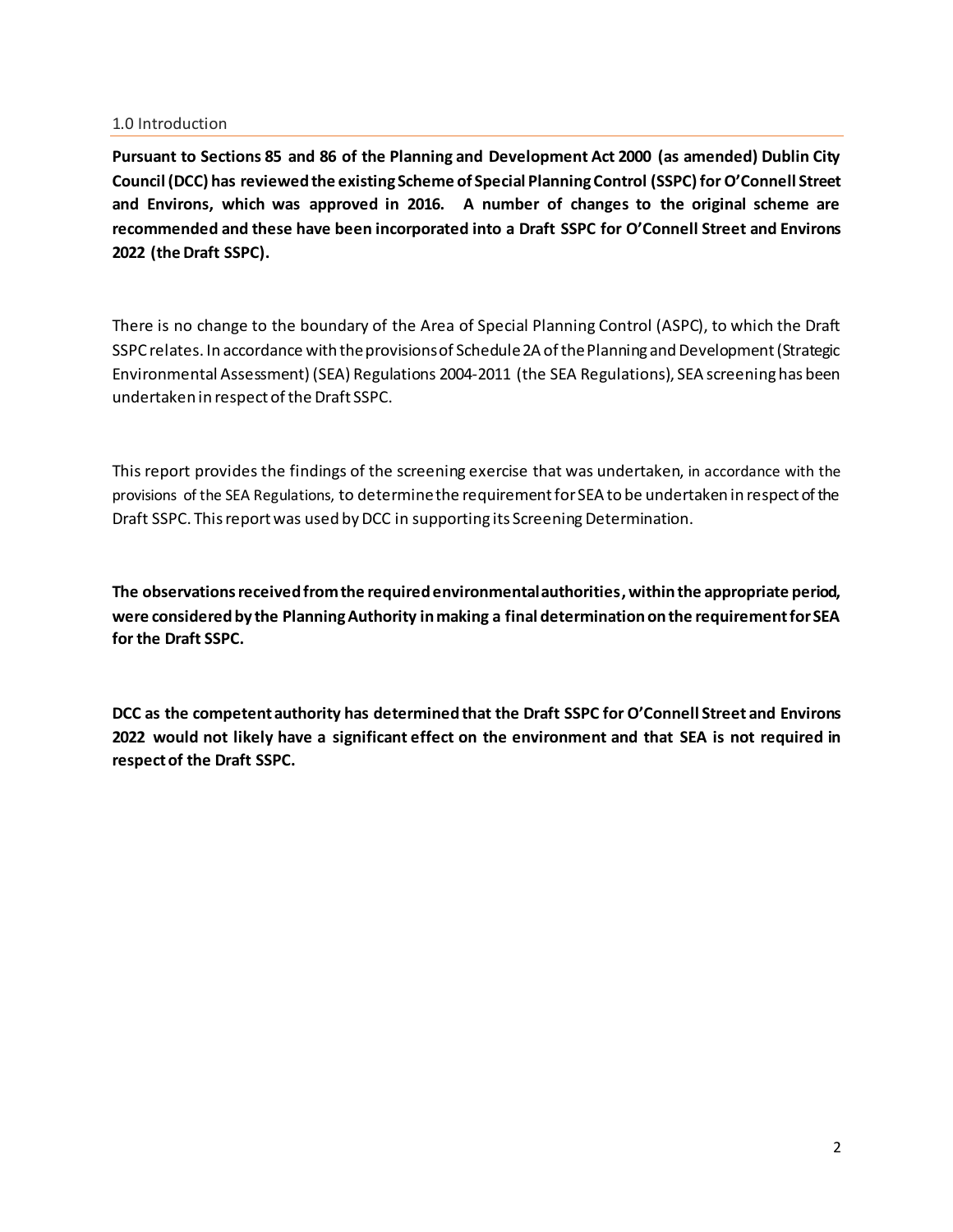## 1.0 Introduction

**Pursuant to Sections 85 and 86 of the Planning and Development Act 2000 (as amended) Dublin City Council (DCC) has reviewed the existing Scheme of Special Planning Control (SSPC) for O'Connell Street and Environs, which was approved in 2016. A number of changes to the original scheme are recommended and these have been incorporated into a Draft SSPC for O'Connell Street and Environs 2022 (the Draft SSPC).**

There is no change to the boundary of the Area of Special Planning Control (ASPC), to which the Draft SSPC relates. In accordance with the provisions of Schedule 2A of the Planning and Development (Strategic Environmental Assessment) (SEA) Regulations 2004-2011 (the SEA Regulations), SEA screening has been undertaken in respect of the Draft SSPC.

This report provides the findings of the screening exercise that was undertaken, in accordance with the provisions of the SEA Regulations, to determine the requirement for SEA to be undertaken in respect of the Draft SSPC. This report was used by DCC in supporting its Screening Determination.

**The observations received from the required environmental authorities, within the appropriate period, were considered by the Planning Authority in making a final determination on the requirement for SEA for the Draft SSPC.**

**DCC as the competent authority has determined that the Draft SSPC for O'Connell Street and Environs 2022 would not likely have a significant effect on the environment and that SEA is not required in respect of the Draft SSPC.**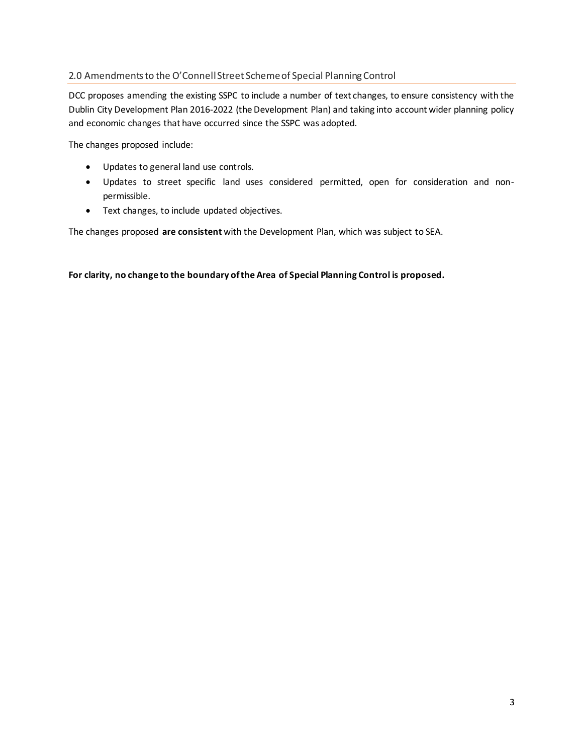## 2.0 Amendments to the O'Connell Street Scheme of Special Planning Control

DCC proposes amending the existing SSPC to include a number of text changes, to ensure consistency with the Dublin City Development Plan 2016-2022 (the Development Plan) and taking into account wider planning policy and economic changes that have occurred since the SSPC was adopted.

The changes proposed include:

- Updates to general land use controls.
- Updates to street specific land uses considered permitted, open for consideration and non-permissible.
- Text changes, to include updated objectives.

The changes proposed **are consistent** with the Development Plan, which was subject to SEA.

**For clarity, no change to the boundary of the Area of Special Planning Control is proposed.**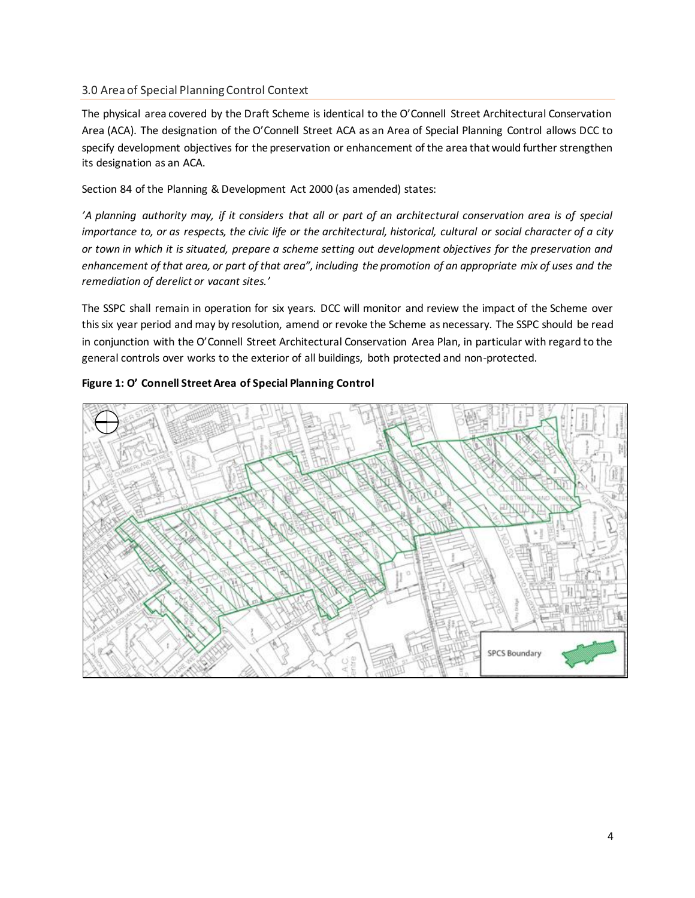## 3.0 Area of Special Planning Control Context

The physical area covered by the Draft Scheme is identical to the O'Connell Street Architectural Conservation Area (ACA). The designation of the O'Connell Street ACA as an Area of Special Planning Control allows DCC to specify development objectives for the preservation or enhancement of the area that would further strengthen its designation as an ACA.

Section 84 of the Planning & Development Act 2000 (as amended) states:

*'A planning authority may, if it considers that all or part of an architectural conservation area is of special importance to, or as respects, the civic life or the architectural, historical, cultural or social character of a city or town in which it is situated, prepare a scheme setting out development objectives for the preservation and enhancement of that area, or part of that area", including the promotion of an appropriate mix of uses and the remediation of derelict or vacant sites.'*

The SSPC shall remain in operation for six years. DCC will monitor and review the impact of the Scheme over this six year period and may by resolution, amend or revoke the Scheme as necessary. The SSPC should be read in conjunction with the O'Connell Street Architectural Conservation Area Plan, in particular with regard to the general controls over works to the exterior of all buildings, both protected and non-protected.

**Figure 1: O' Connell Street Area of Special Planning Control**

SPCS Boundary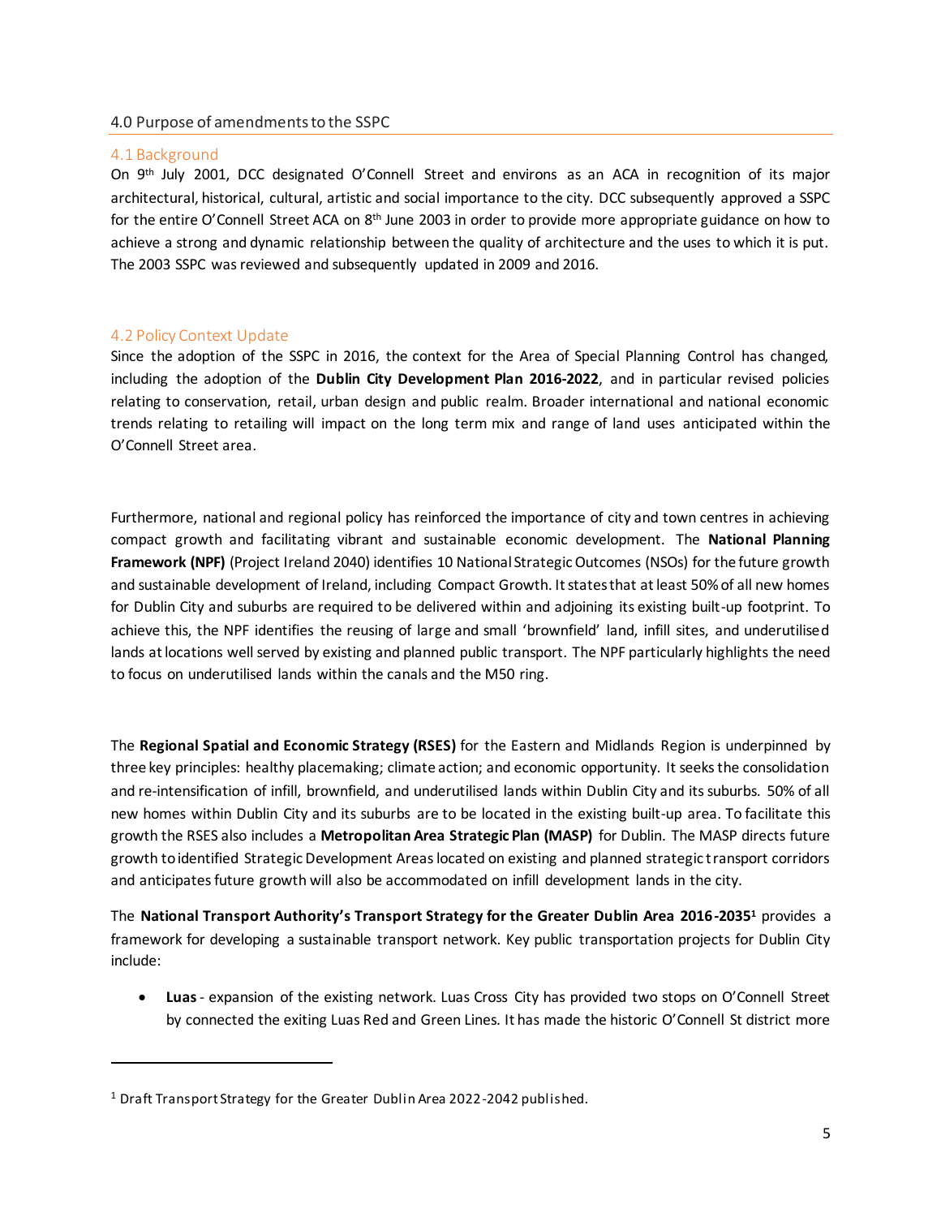## 4.0 Purpose of amendments to the SSPC

### 4.1 Background

On 9th July 2001, DCC designated O'Connell Street and environs as an ACA in recognition of its major architectural, historical, cultural, artistic and social importance to the city. DCC subsequently approved a SSPC for the entire O'Connell Street ACA on 8th June 2003 in order to provide more appropriate guidance on how to achieve a strong and dynamic relationship between the quality of architecture and the uses to which it is put. The 2003 SSPC was reviewed and subsequently updated in 2009 and 2016.

### 4.2 Policy Context Update

Since the adoption of the SSPC in 2016, the context for the Area of Special Planning Control has changed, including the adoption of the **Dublin City Development Plan 2016-2022**, and in particular revised policies relating to conservation, retail, urban design and public realm. Broader international and national economic trends relating to retailing will impact on the long term mix and range of land uses anticipated within the O'Connell Street area.

Furthermore, national and regional policy has reinforced the importance of city and town centres in achieving compact growth and facilitating vibrant and sustainable economic development. The **National Planning Framework (NPF)** (Project Ireland 2040) identifies 10 National Strategic Outcomes (NSOs) for the future growth and sustainable development of Ireland, including Compact Growth. It states that at least 50% of all new homes for Dublin City and suburbs are required to be delivered within and adjoining its existing built-up footprint. To achieve this, the NPF identifies the reusing of large and small 'brownfield' land, infill sites, and underutilised lands at locations well served by existing and planned public transport. The NPF particularly highlights the need to focus on underutilised lands within the canals and the M50 ring.

The **Regional Spatial and Economic Strategy (RSES)** for the Eastern and Midlands Region is underpinned by three key principles: healthy placemaking; climate action; and economic opportunity. It seeks the consolidation and re-intensification of infill, brownfield, and underutilised lands within Dublin City and its suburbs. 50% of all new homes within Dublin City and its suburbs are to be located in the existing built-up area. To facilitate this growth the RSES also includes a **Metropolitan Area Strategic Plan (MASP)** for Dublin. The MASP directs future growth to identified Strategic Development Areas located on existing and planned strategic transport corridors and anticipates future growth will also be accommodated on infill development lands in the city.

The **National Transport Authority's Transport Strategy for the Greater Dublin Area 2016-2035**[1] provides a framework for developing a sustainable transport network. Key public transportation projects for Dublin City include:

- **Luas** - expansion of the existing network. Luas Cross City has provided two stops on O'Connell Street by connected the exiting Luas Red and Green Lines. It has made the historic O'Connell St district more

[1] Draft Transport Strategy for the Greater Dublin Area 2022-2042 published.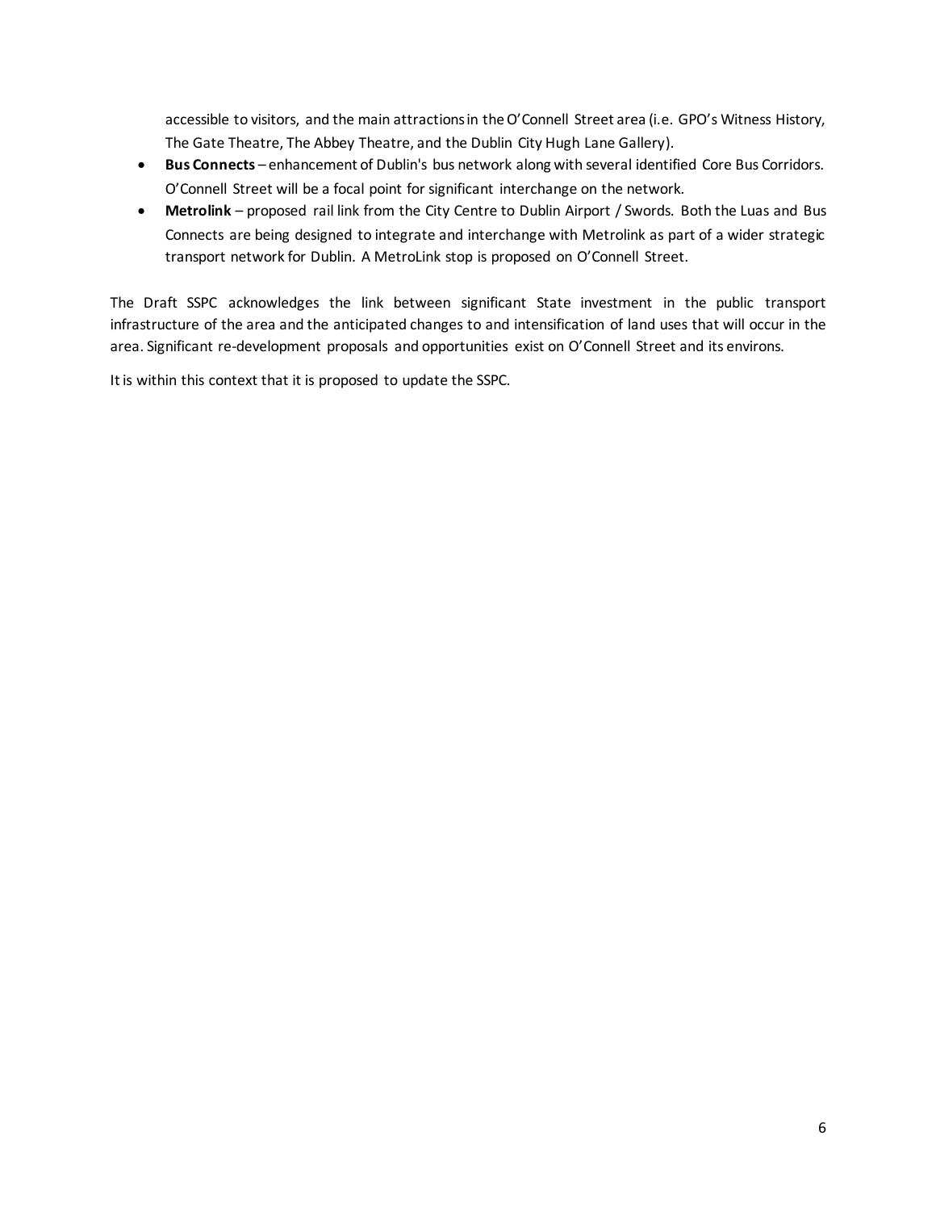accessible to visitors, and the main attractions in the O'Connell Street area (i.e. GPO's Witness History, The Gate Theatre, The Abbey Theatre, and the Dublin City Hugh Lane Gallery).

- **Bus Connects** – enhancement of Dublin's bus network along with several identified Core Bus Corridors. O'Connell Street will be a focal point for significant interchange on the network.
- **Metrolink** – proposed rail link from the City Centre to Dublin Airport / Swords. Both the Luas and Bus Connects are being designed to integrate and interchange with Metrolink as part of a wider strategic transport network for Dublin. A MetroLink stop is proposed on O'Connell Street.

The Draft SSPC acknowledges the link between significant State investment in the public transport infrastructure of the area and the anticipated changes to and intensification of land uses that will occur in the area. Significant re-development proposals and opportunities exist on O'Connell Street and its environs.

It is within this context that it is proposed to update the SSPC.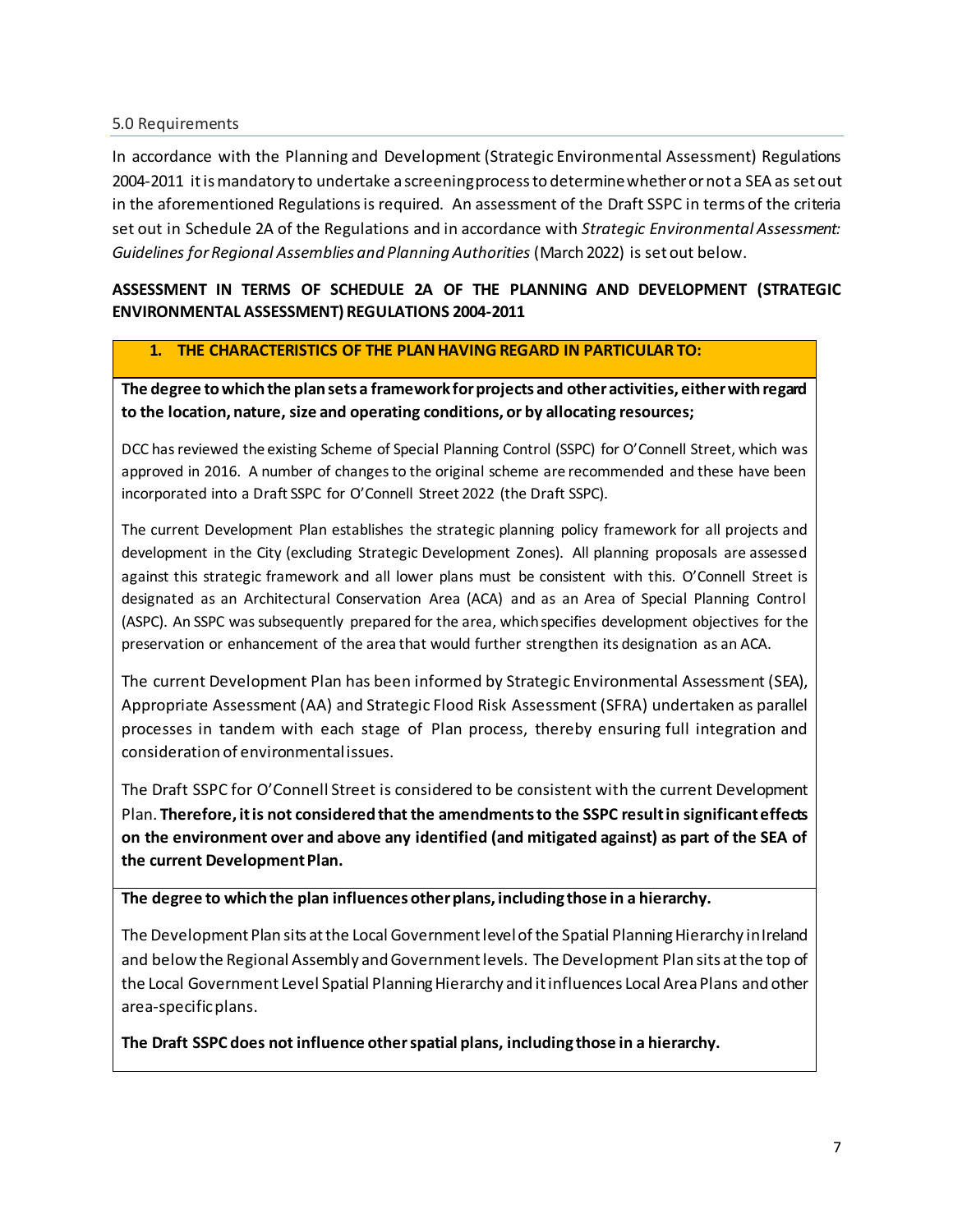## 5.0 Requirements

In accordance with the Planning and Development (Strategic Environmental Assessment) Regulations 2004-2011 it is mandatory to undertake a screening process to determine whether or not a SEA as set out in the aforementioned Regulations is required. An assessment of the Draft SSPC in terms of the criteria set out in Schedule 2A of the Regulations and in accordance with *Strategic Environmental Assessment: Guidelines for Regional Assemblies and Planning Authorities* (March 2022) is set out below.

**ASSESSMENT IN TERMS OF SCHEDULE 2A OF THE PLANNING AND DEVELOPMENT (STRATEGIC ENVIRONMENTAL ASSESSMENT) REGULATIONS 2004-2011**

| **1. THE CHARACTERISTICS OF THE PLAN HAVING REGARD IN PARTICULAR TO:** |
|---|
| **The degree to which the plan sets a framework for projects and other activities, either with regard to the location, nature, size and operating conditions, or by allocating resources;**<br><br>DCC has reviewed the existing Scheme of Special Planning Control (SSPC) for O'Connell Street, which was approved in 2016. A number of changes to the original scheme are recommended and these have been incorporated into a Draft SSPC for O'Connell Street 2022 (the Draft SSPC).<br><br>The current Development Plan establishes the strategic planning policy framework for all projects and development in the City (excluding Strategic Development Zones). All planning proposals are assessed against this strategic framework and all lower plans must be consistent with this. O'Connell Street is designated as an Architectural Conservation Area (ACA) and as an Area of Special Planning Control (ASPC). An SSPC was subsequently prepared for the area, which specifies development objectives for the preservation or enhancement of the area that would further strengthen its designation as an ACA.<br><br>The current Development Plan has been informed by Strategic Environmental Assessment (SEA), Appropriate Assessment (AA) and Strategic Flood Risk Assessment (SFRA) undertaken as parallel processes in tandem with each stage of Plan process, thereby ensuring full integration and consideration of environmental issues.<br><br>The Draft SSPC for O'Connell Street is considered to be consistent with the current Development Plan. **Therefore, it is not considered that the amendments to the SSPC result in significant effects on the environment over and above any identified (and mitigated against) as part of the SEA of the current Development Plan.** |
| **The degree to which the plan influences other plans, including those in a hierarchy.**<br><br>The Development Plan sits at the Local Government level of the Spatial Planning Hierarchy in Ireland and below the Regional Assembly and Government levels. The Development Plan sits at the top of the Local Government Level Spatial Planning Hierarchy and it influences Local Area Plans and other area-specific plans.<br><br>**The Draft SSPC does not influence other spatial plans, including those in a hierarchy.** |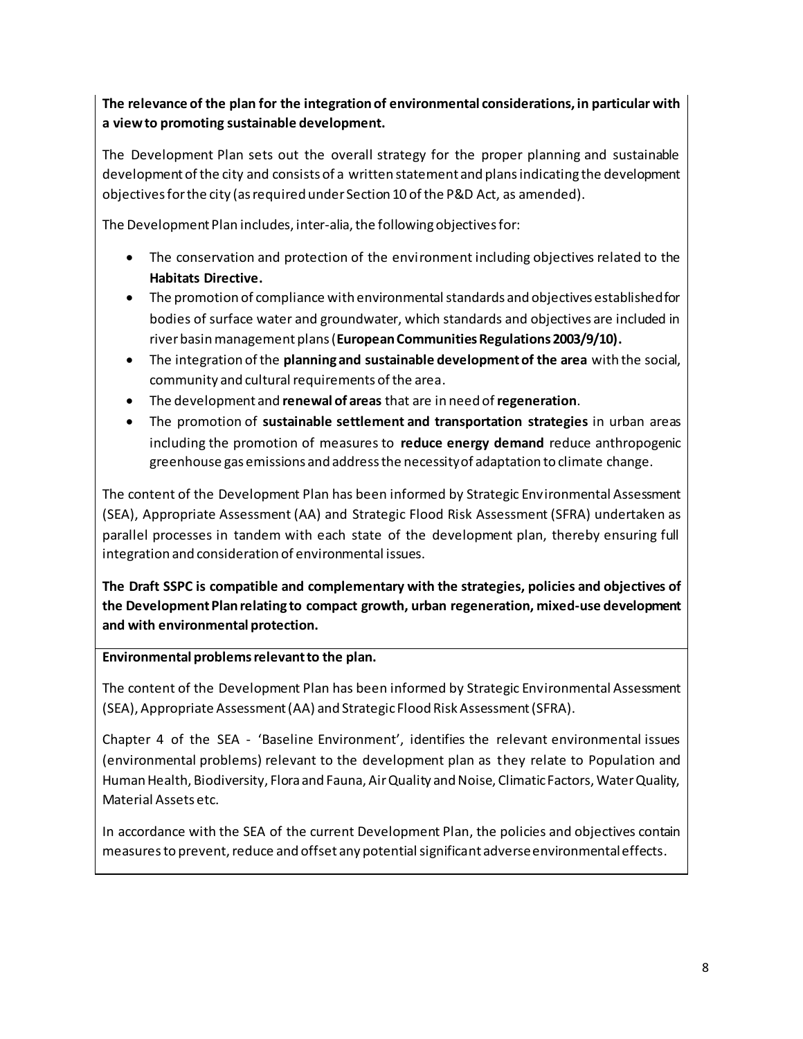**The relevance of the plan for the integration of environmental considerations, in particular with a view to promoting sustainable development.**

The Development Plan sets out the overall strategy for the proper planning and sustainable development of the city and consists of a written statement and plans indicating the development objectives for the city (as required under Section 10 of the P&D Act, as amended).

The Development Plan includes, inter-alia, the following objectives for:

- The conservation and protection of the environment including objectives related to the **Habitats Directive.**
- The promotion of compliance with environmental standards and objectives established for bodies of surface water and groundwater, which standards and objectives are included in river basin management plans (**European Communities Regulations 2003/9/10).**
- The integration of the **planning and sustainable development of the area** with the social, community and cultural requirements of the area.
- The development and **renewal of areas** that are in need of **regeneration**.
- The promotion of **sustainable settlement and transportation strategies** in urban areas including the promotion of measures to **reduce energy demand** reduce anthropogenic greenhouse gas emissions and address the necessity of adaptation to climate change.

The content of the Development Plan has been informed by Strategic Environmental Assessment (SEA), Appropriate Assessment (AA) and Strategic Flood Risk Assessment (SFRA) undertaken as parallel processes in tandem with each state of the development plan, thereby ensuring full integration and consideration of environmental issues.

**The Draft SSPC is compatible and complementary with the strategies, policies and objectives of the Development Plan relating to compact growth, urban regeneration, mixed-use development and with environmental protection.**

**Environmental problems relevant to the plan.**

The content of the Development Plan has been informed by Strategic Environmental Assessment (SEA), Appropriate Assessment (AA) and Strategic Flood Risk Assessment (SFRA).

Chapter 4 of the SEA - 'Baseline Environment', identifies the relevant environmental issues (environmental problems) relevant to the development plan as they relate to Population and Human Health, Biodiversity, Flora and Fauna, Air Quality and Noise, Climatic Factors, Water Quality, Material Assets etc.

In accordance with the SEA of the current Development Plan, the policies and objectives contain measures to prevent, reduce and offset any potential significant adverse environmental effects.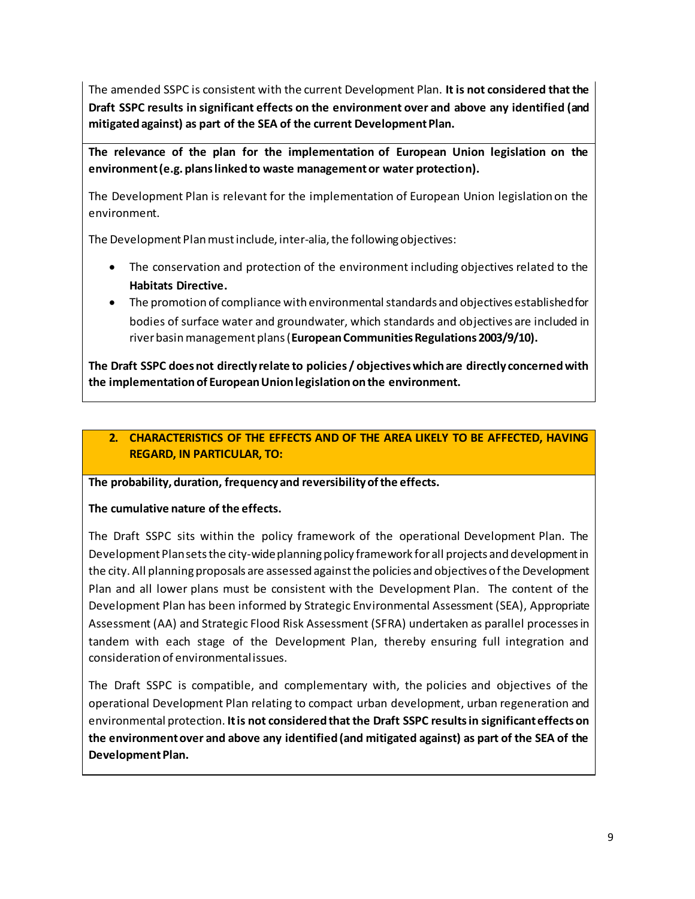The amended SSPC is consistent with the current Development Plan. **It is not considered that the Draft SSPC results in significant effects on the environment over and above any identified (and mitigated against) as part of the SEA of the current Development Plan.**

**The relevance of the plan for the implementation of European Union legislation on the environment (e.g. plans linked to waste management or water protection).**

The Development Plan is relevant for the implementation of European Union legislation on the environment.

The Development Plan must include, inter-alia, the following objectives:

- The conservation and protection of the environment including objectives related to the **Habitats Directive.**
- The promotion of compliance with environmental standards and objectives established for bodies of surface water and groundwater, which standards and objectives are included in river basin management plans (**European Communities Regulations 2003/9/10).**

**The Draft SSPC does not directly relate to policies / objectives which are directly concerned with the implementation of European Union legislation on the environment.**

## 2. CHARACTERISTICS OF THE EFFECTS AND OF THE AREA LIKELY TO BE AFFECTED, HAVING REGARD, IN PARTICULAR, TO:

**The probability, duration, frequency and reversibility of the effects.**

**The cumulative nature of the effects.**

The Draft SSPC sits within the policy framework of the operational Development Plan. The Development Plan sets the city-wide planning policy framework for all projects and development in the city. All planning proposals are assessed against the policies and objectives of the Development Plan and all lower plans must be consistent with the Development Plan. The content of the Development Plan has been informed by Strategic Environmental Assessment (SEA), Appropriate Assessment (AA) and Strategic Flood Risk Assessment (SFRA) undertaken as parallel processes in tandem with each stage of the Development Plan, thereby ensuring full integration and consideration of environmental issues.

The Draft SSPC is compatible, and complementary with, the policies and objectives of the operational Development Plan relating to compact urban development, urban regeneration and environmental protection. **It is not considered that the Draft SSPC results in significant effects on the environment over and above any identified (and mitigated against) as part of the SEA of the Development Plan.**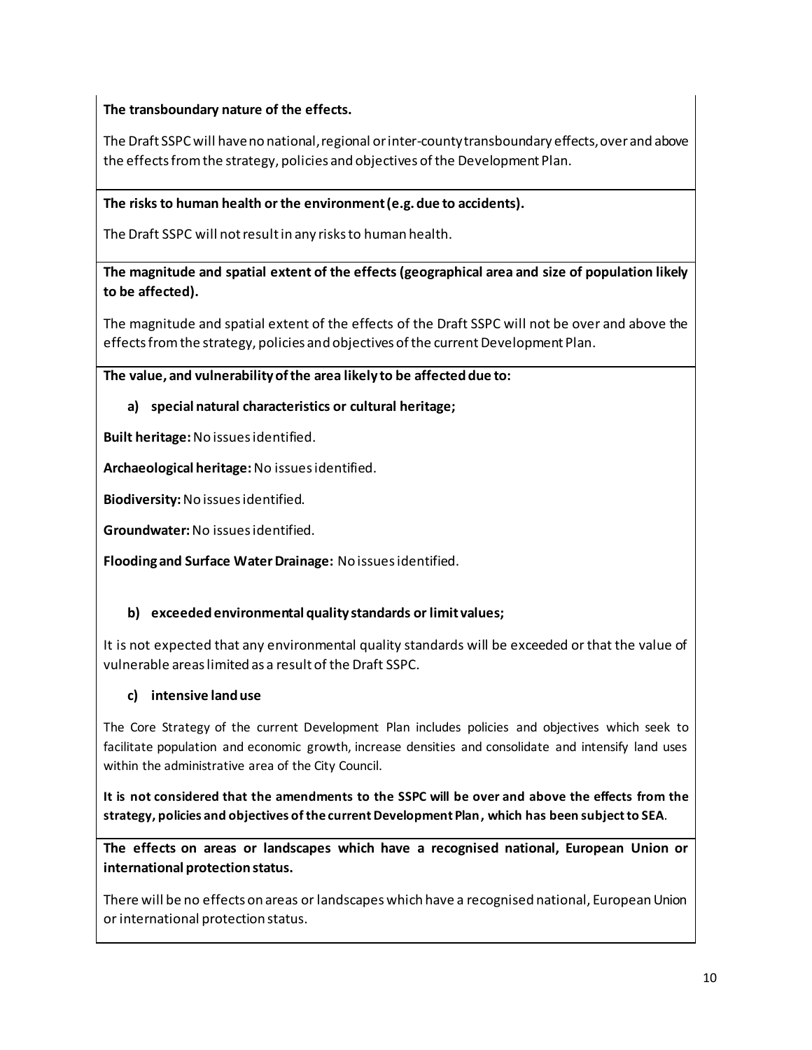**The transboundary nature of the effects.**

The Draft SSPC will have no national, regional or inter-county transboundary effects, over and above the effects from the strategy, policies and objectives of the Development Plan.

**The risks to human health or the environment (e.g. due to accidents).**

The Draft SSPC will not result in any risks to human health.

**The magnitude and spatial extent of the effects (geographical area and size of population likely to be affected).**

The magnitude and spatial extent of the effects of the Draft SSPC will not be over and above the effects from the strategy, policies and objectives of the current Development Plan.

**The value, and vulnerability of the area likely to be affected due to:**

**a) special natural characteristics or cultural heritage;**

**Built heritage:** No issues identified.

**Archaeological heritage:** No issues identified.

**Biodiversity:** No issues identified.

**Groundwater:** No issues identified.

**Flooding and Surface Water Drainage:** No issues identified.

**b) exceeded environmental quality standards or limit values;**

It is not expected that any environmental quality standards will be exceeded or that the value of vulnerable areas limited as a result of the Draft SSPC.

**c) intensive land use**

The Core Strategy of the current Development Plan includes policies and objectives which seek to facilitate population and economic growth, increase densities and consolidate and intensify land uses within the administrative area of the City Council.

**It is not considered that the amendments to the SSPC will be over and above the effects from the strategy, policies and objectives of the current Development Plan, which has been subject to SEA**.

**The effects on areas or landscapes which have a recognised national, European Union or international protection status.**

There will be no effects on areas or landscapes which have a recognised national, European Union or international protection status.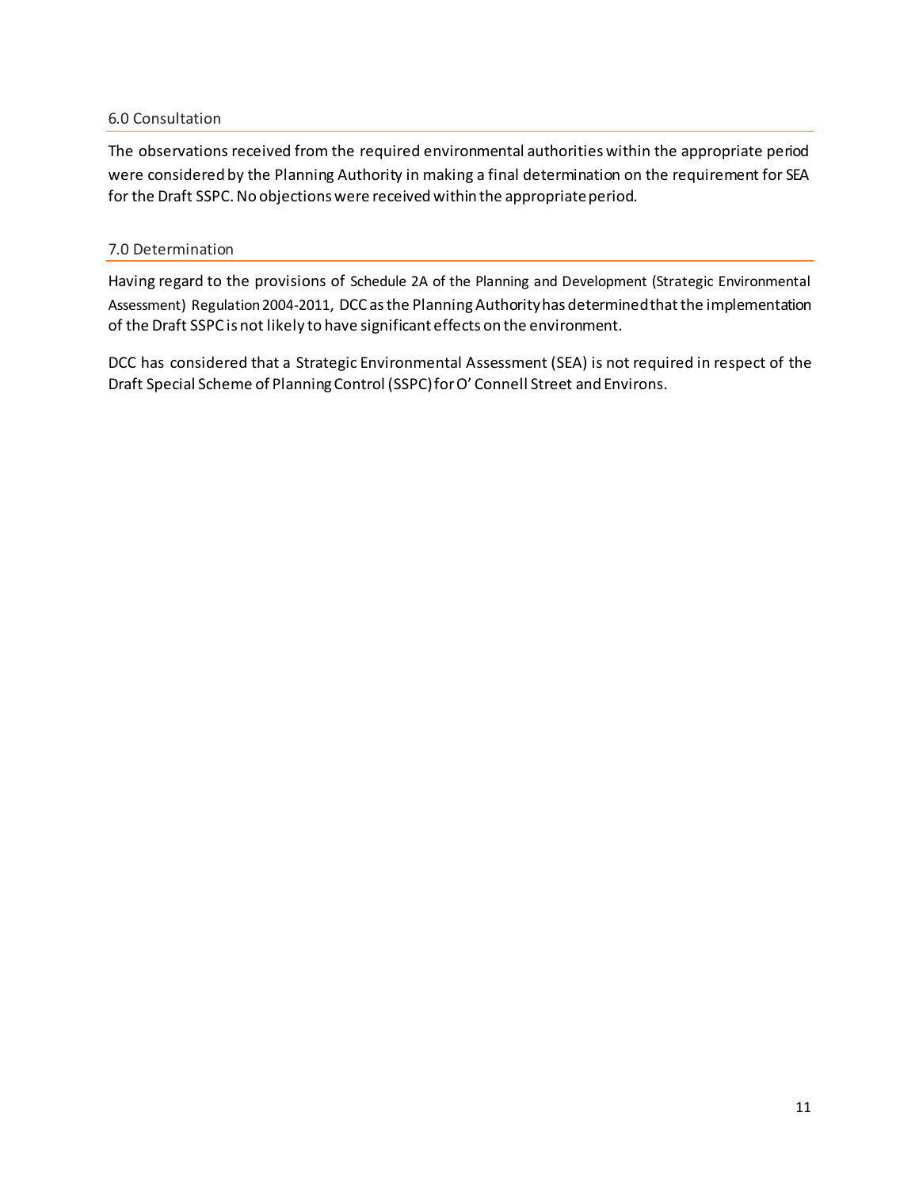## 6.0 Consultation

The observations received from the required environmental authorities within the appropriate period were considered by the Planning Authority in making a final determination on the requirement for SEA for the Draft SSPC. No objections were received within the appropriate period.

## 7.0 Determination

Having regard to the provisions of Schedule 2A of the Planning and Development (Strategic Environmental Assessment) Regulation 2004-2011, DCC as the Planning Authority has determined that the implementation of the Draft SSPC is not likely to have significant effects on the environment.

DCC has considered that a Strategic Environmental Assessment (SEA) is not required in respect of the Draft Special Scheme of Planning Control (SSPC) for O' Connell Street and Environs.